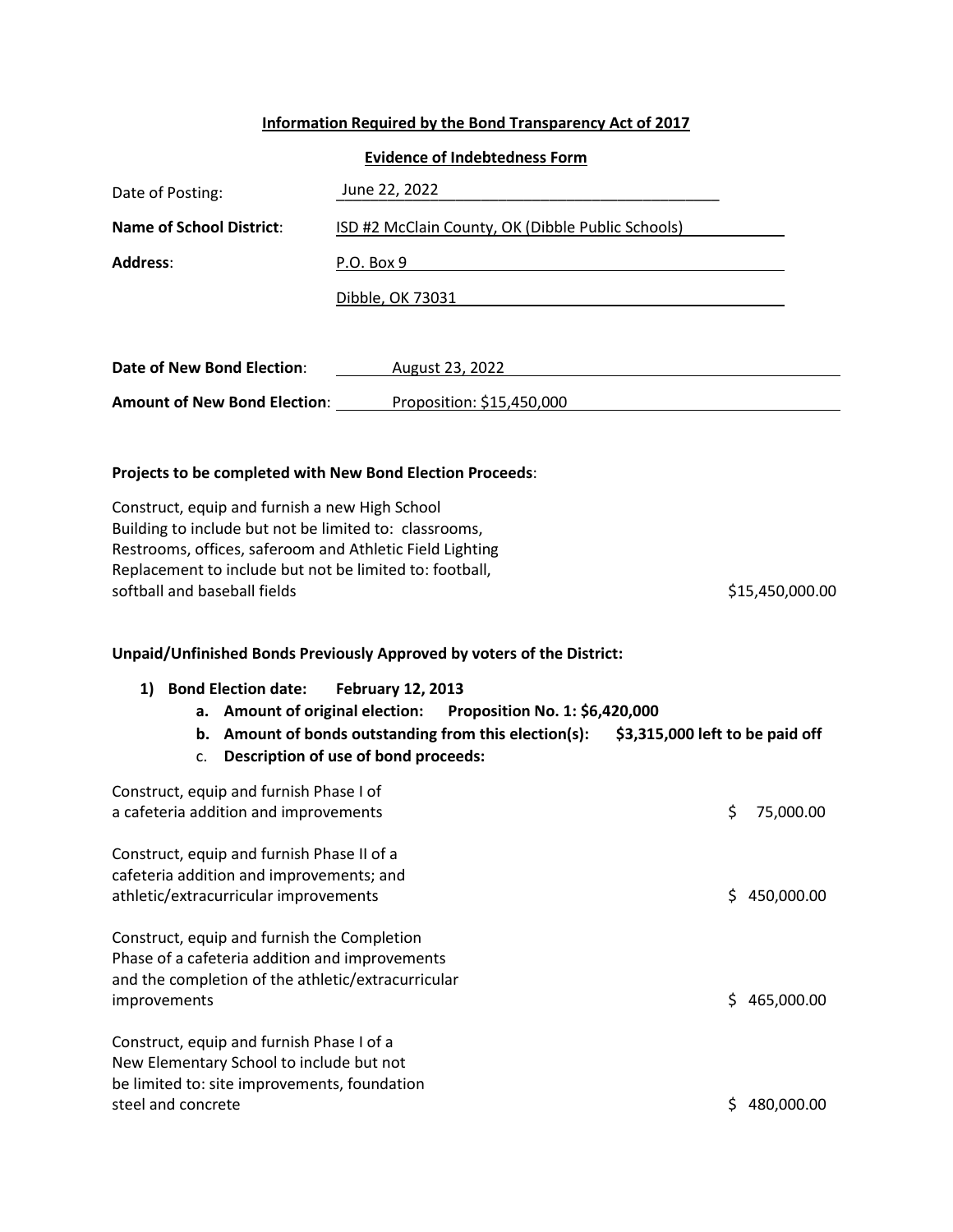**Information Required by the Bond Transparency Act of 2017**

**Evidence of Indebtedness Form**

Date of Posting: June 22, 2022

**Name of School District**: ISD #2 McClain County, OK (Dibble Public Schools)

**Address**: P.O. Box 9

Dibble, OK 73031

**Date of New Bond Election**: August 23, 2022

**Amount of New Bond Election**: Proposition: $15,450,000

**Projects to be completed with New Bond Election Proceeds**:

| | |
|---|---|
| Construct, equip and furnish a new High School Building to include but not be limited to: classrooms, Restrooms, offices, saferoom and Athletic Field Lighting Replacement to include but not be limited to: football, softball and baseball fields | $15,450,000.00 |

**Unpaid/Unfinished Bonds Previously Approved by voters of the District:**

1) **Bond Election date: February 12, 2013**
   a. **Amount of original election: Proposition No. 1: $6,420,000**
   b. **Amount of bonds outstanding from this election(s): $3,315,000 left to be paid off**
   c. **Description of use of bond proceeds:**

| | |
|---|---|
| Construct, equip and furnish Phase I of a cafeteria addition and improvements | $ 75,000.00 |
| Construct, equip and furnish Phase II of a cafeteria addition and improvements; and athletic/extracurricular improvements | $ 450,000.00 |
| Construct, equip and furnish the Completion Phase of a cafeteria addition and improvements and the completion of the athletic/extracurricular improvements | $ 465,000.00 |
| Construct, equip and furnish Phase I of a New Elementary School to include but not be limited to: site improvements, foundation steel and concrete | $ 480,000.00 |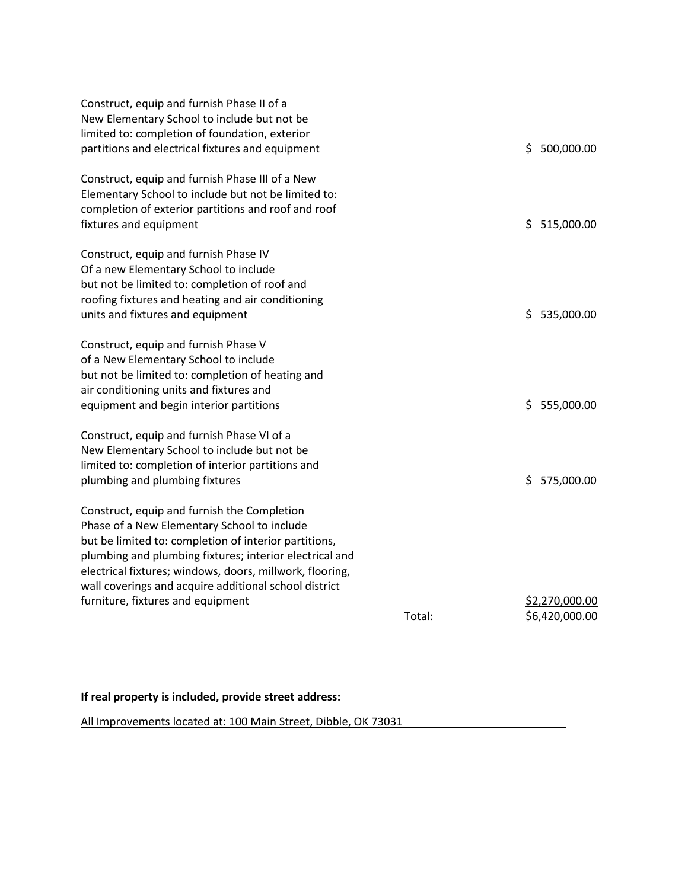| | | |
|---|---|---|
| Construct, equip and furnish Phase II of a New Elementary School to include but not be limited to: completion of foundation, exterior partitions and electrical fixtures and equipment | | $ 500,000.00 |
| Construct, equip and furnish Phase III of a New Elementary School to include but not be limited to: completion of exterior partitions and roof and roof fixtures and equipment | | $ 515,000.00 |
| Construct, equip and furnish Phase IV Of a new Elementary School to include but not be limited to: completion of roof and roofing fixtures and heating and air conditioning units and fixtures and equipment | | $ 535,000.00 |
| Construct, equip and furnish Phase V of a New Elementary School to include but not be limited to: completion of heating and air conditioning units and fixtures and equipment and begin interior partitions | | $ 555,000.00 |
| Construct, equip and furnish Phase VI of a New Elementary School to include but not be limited to: completion of interior partitions and plumbing and plumbing fixtures | | $ 575,000.00 |
| Construct, equip and furnish the Completion Phase of a New Elementary School to include but be limited to: completion of interior partitions, plumbing and plumbing fixtures; interior electrical and electrical fixtures; windows, doors, millwork, flooring, wall coverings and acquire additional school district furniture, fixtures and equipment | | $2,270,000.00 |
| | Total: | $6,420,000.00 |

**If real property is included, provide street address:**

All Improvements located at: 100 Main Street, Dibble, OK 73031